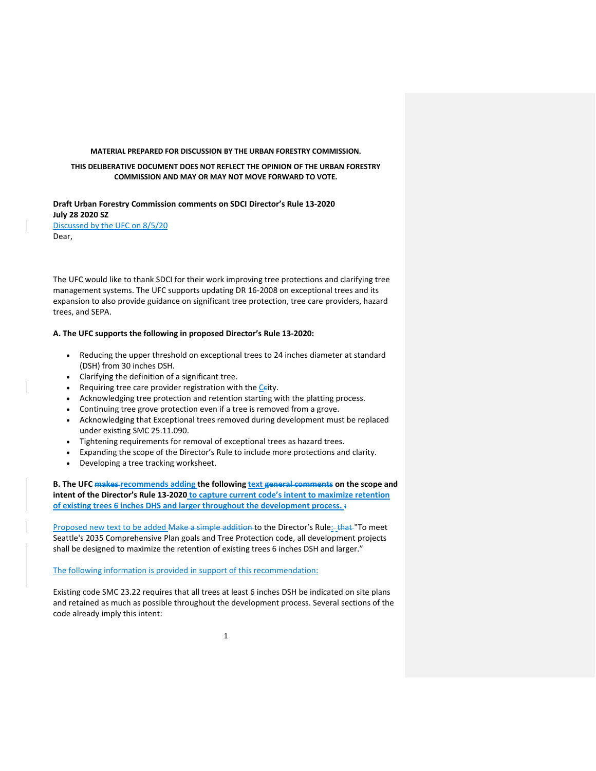**MATERIAL PREPARED FOR DISCUSSION BY THE URBAN FORESTRY COMMISSION.**

**THIS DELIBERATIVE DOCUMENT DOES NOT REFLECT THE OPINION OF THE URBAN FORESTRY COMMISSION AND MAY OR MAY NOT MOVE FORWARD TO VOTE.**

**Draft Urban Forestry Commission comments on SDCI Director's Rule 13-2020**
**July 28 2020 SZ**
Discussed by the UFC on 8/5/20
Dear,

The UFC would like to thank SDCI for their work improving tree protections and clarifying tree management systems. The UFC supports updating DR 16-2008 on exceptional trees and its expansion to also provide guidance on significant tree protection, tree care providers, hazard trees, and SEPA.

**A. The UFC supports the following in proposed Director's Rule 13-2020:**

- Reducing the upper threshold on exceptional trees to 24 inches diameter at standard (DSH) from 30 inches DSH.
- Clarifying the definition of a significant tree.
- Requiring tree care provider registration with the ~~c~~City.
- Acknowledging tree protection and retention starting with the platting process.
- Continuing tree grove protection even if a tree is removed from a grove.
- Acknowledging that Exceptional trees removed during development must be replaced under existing SMC 25.11.090.
- Tightening requirements for removal of exceptional trees as hazard trees.
- Expanding the scope of the Director's Rule to include more protections and clarity.
- Developing a tree tracking worksheet.

**B. The UFC ~~makes~~ recommends adding the following text ~~general comments~~ on the scope and intent of the Director's Rule 13-2020 to capture current code's intent to maximize retention of existing trees 6 inches DHS and larger throughout the development process. ~~:~~**

Proposed new text to be added ~~Make a simple addition~~ to the Director's Rule: ~~that~~ "To meet Seattle's 2035 Comprehensive Plan goals and Tree Protection code, all development projects shall be designed to maximize the retention of existing trees 6 inches DSH and larger."

The following information is provided in support of this recommendation:

Existing code SMC 23.22 requires that all trees at least 6 inches DSH be indicated on site plans and retained as much as possible throughout the development process. Several sections of the code already imply this intent: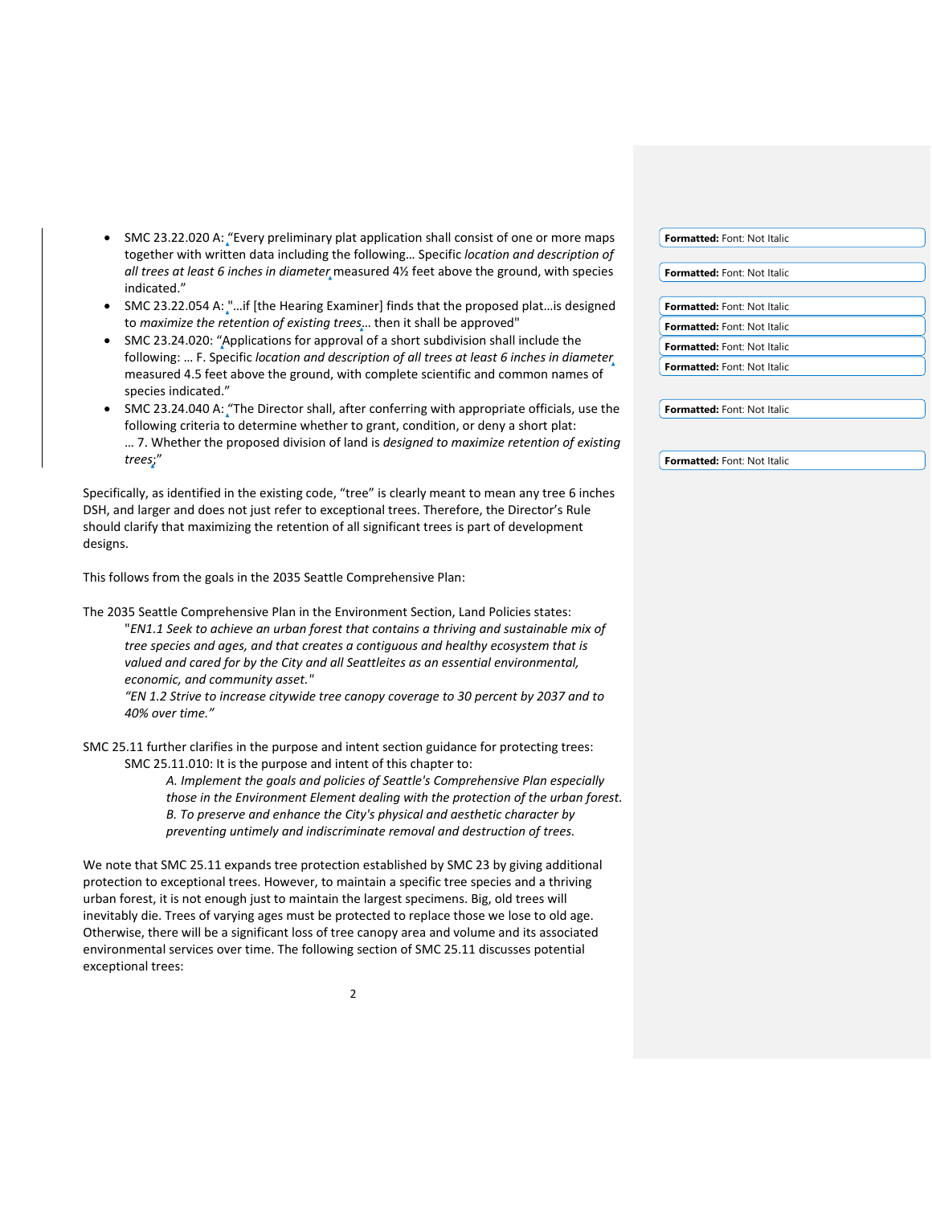- SMC 23.22.020 A: "Every preliminary plat application shall consist of one or more maps together with written data including the following… Specific *location and description of all trees at least 6 inches in diameter* measured 4½ feet above the ground, with species indicated."
- SMC 23.22.054 A: "…if [the Hearing Examiner] finds that the proposed plat…is designed to *maximize the retention of existing trees*… then it shall be approved"
- SMC 23.24.020: "Applications for approval of a short subdivision shall include the following: … F. Specific *location and description of all trees at least 6 inches in diameter* measured 4.5 feet above the ground, with complete scientific and common names of species indicated."
- SMC 23.24.040 A: "The Director shall, after conferring with appropriate officials, use the following criteria to determine whether to grant, condition, or deny a short plat: … 7. Whether the proposed division of land is *designed to maximize retention of existing trees*;"

Specifically, as identified in the existing code, "tree" is clearly meant to mean any tree 6 inches DSH, and larger and does not just refer to exceptional trees. Therefore, the Director's Rule should clarify that maximizing the retention of all significant trees is part of development designs.

This follows from the goals in the 2035 Seattle Comprehensive Plan:

The 2035 Seattle Comprehensive Plan in the Environment Section, Land Policies states:

> "*EN1.1 Seek to achieve an urban forest that contains a thriving and sustainable mix of tree species and ages, and that creates a contiguous and healthy ecosystem that is valued and cared for by the City and all Seattleites as an essential environmental, economic, and community asset.*"
> 
> *"EN 1.2 Strive to increase citywide tree canopy coverage to 30 percent by 2037 and to 40% over time."*

SMC 25.11 further clarifies in the purpose and intent section guidance for protecting trees:

> SMC 25.11.010: It is the purpose and intent of this chapter to:
> 
> > *A. Implement the goals and policies of Seattle's Comprehensive Plan especially those in the Environment Element dealing with the protection of the urban forest.*
> > *B. To preserve and enhance the City's physical and aesthetic character by preventing untimely and indiscriminate removal and destruction of trees.*

We note that SMC 25.11 expands tree protection established by SMC 23 by giving additional protection to exceptional trees. However, to maintain a specific tree species and a thriving urban forest, it is not enough just to maintain the largest specimens. Big, old trees will inevitably die. Trees of varying ages must be protected to replace those we lose to old age. Otherwise, there will be a significant loss of tree canopy area and volume and its associated environmental services over time. The following section of SMC 25.11 discusses potential exceptional trees: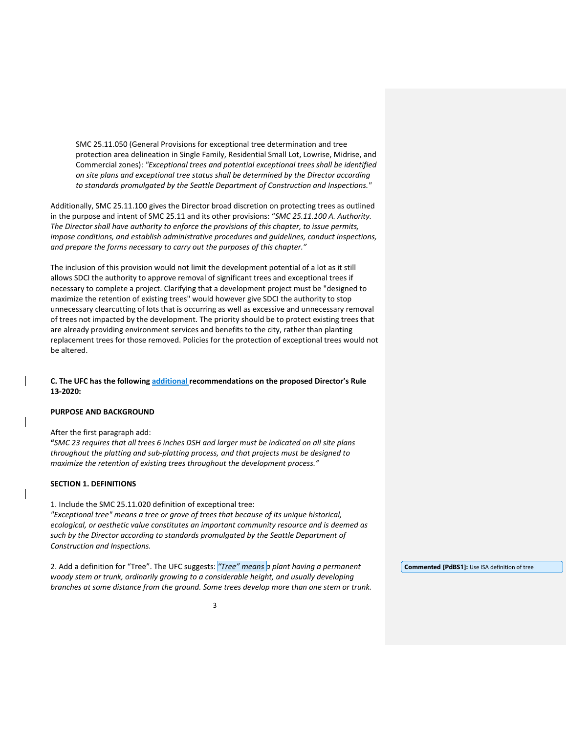SMC 25.11.050 (General Provisions for exceptional tree determination and tree protection area delineation in Single Family, Residential Small Lot, Lowrise, Midrise, and Commercial zones): *"Exceptional trees and potential exceptional trees shall be identified on site plans and exceptional tree status shall be determined by the Director according to standards promulgated by the Seattle Department of Construction and Inspections."*

Additionally, SMC 25.11.100 gives the Director broad discretion on protecting trees as outlined in the purpose and intent of SMC 25.11 and its other provisions: "*SMC 25.11.100 A. Authority. The Director shall have authority to enforce the provisions of this chapter, to issue permits, impose conditions, and establish administrative procedures and guidelines, conduct inspections, and prepare the forms necessary to carry out the purposes of this chapter.*"

The inclusion of this provision would not limit the development potential of a lot as it still allows SDCI the authority to approve removal of significant trees and exceptional trees if necessary to complete a project. Clarifying that a development project must be "designed to maximize the retention of existing trees" would however give SDCI the authority to stop unnecessary clearcutting of lots that is occurring as well as excessive and unnecessary removal of trees not impacted by the development. The priority should be to protect existing trees that are already providing environment services and benefits to the city, rather than planting replacement trees for those removed. Policies for the protection of exceptional trees would not be altered.

**C. The UFC has the following additional recommendations on the proposed Director's Rule 13-2020:**

**PURPOSE AND BACKGROUND**

After the first paragraph add:
**"***SMC 23 requires that all trees 6 inches DSH and larger must be indicated on all site plans throughout the platting and sub-platting process, and that projects must be designed to maximize the retention of existing trees throughout the development process."*

**SECTION 1. DEFINITIONS**

1. Include the SMC 25.11.020 definition of exceptional tree:
*"Exceptional tree" means a tree or grove of trees that because of its unique historical, ecological, or aesthetic value constitutes an important community resource and is deemed as such by the Director according to standards promulgated by the Seattle Department of Construction and Inspections.*

2. Add a definition for "Tree". The UFC suggests: *"Tree" means a plant having a permanent woody stem or trunk, ordinarily growing to a considerable height, and usually developing branches at some distance from the ground. Some trees develop more than one stem or trunk.*

**Commented [PdBS1]:** Use ISA definition of tree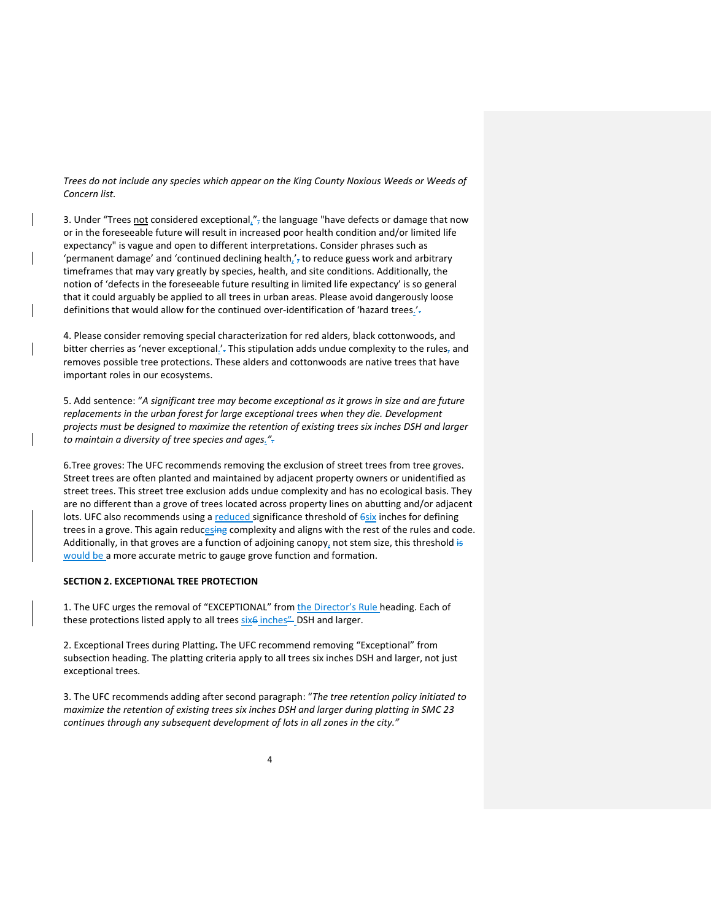*Trees do not include any species which appear on the King County Noxious Weeds or Weeds of Concern list.*

3. Under "Trees not considered exceptional," the language "have defects or damage that now or in the foreseeable future will result in increased poor health condition and/or limited life expectancy" is vague and open to different interpretations. Consider phrases such as 'permanent damage' and 'continued declining health,' to reduce guess work and arbitrary timeframes that may vary greatly by species, health, and site conditions. Additionally, the notion of 'defects in the foreseeable future resulting in limited life expectancy' is so general that it could arguably be applied to all trees in urban areas. Please avoid dangerously loose definitions that would allow for the continued over-identification of 'hazard trees.'

4. Please consider removing special characterization for red alders, black cottonwoods, and bitter cherries as 'never exceptional.' This stipulation adds undue complexity to the rules and removes possible tree protections. These alders and cottonwoods are native trees that have important roles in our ecosystems.

5. Add sentence: "*A significant tree may become exceptional as it grows in size and are future replacements in the urban forest for large exceptional trees when they die. Development projects must be designed to maximize the retention of existing trees six inches DSH and larger to maintain a diversity of tree species and ages.*"

6.Tree groves: The UFC recommends removing the exclusion of street trees from tree groves. Street trees are often planted and maintained by adjacent property owners or unidentified as street trees. This street tree exclusion adds undue complexity and has no ecological basis. They are no different than a grove of trees located across property lines on abutting and/or adjacent lots. UFC also recommends using a reduced significance threshold of six inches for defining trees in a grove. This again reduces complexity and aligns with the rest of the rules and code. Additionally, in that groves are a function of adjoining canopy, not stem size, this threshold would be a more accurate metric to gauge grove function and formation.

**SECTION 2. EXCEPTIONAL TREE PROTECTION**

1. The UFC urges the removal of "EXCEPTIONAL" from the Director's Rule heading. Each of these protections listed apply to all trees six inches DSH and larger.

2. Exceptional Trees during Platting**.** The UFC recommend removing "Exceptional" from subsection heading. The platting criteria apply to all trees six inches DSH and larger, not just exceptional trees.

3. The UFC recommends adding after second paragraph: "*The tree retention policy initiated to maximize the retention of existing trees six inches DSH and larger during platting in SMC 23 continues through any subsequent development of lots in all zones in the city.*"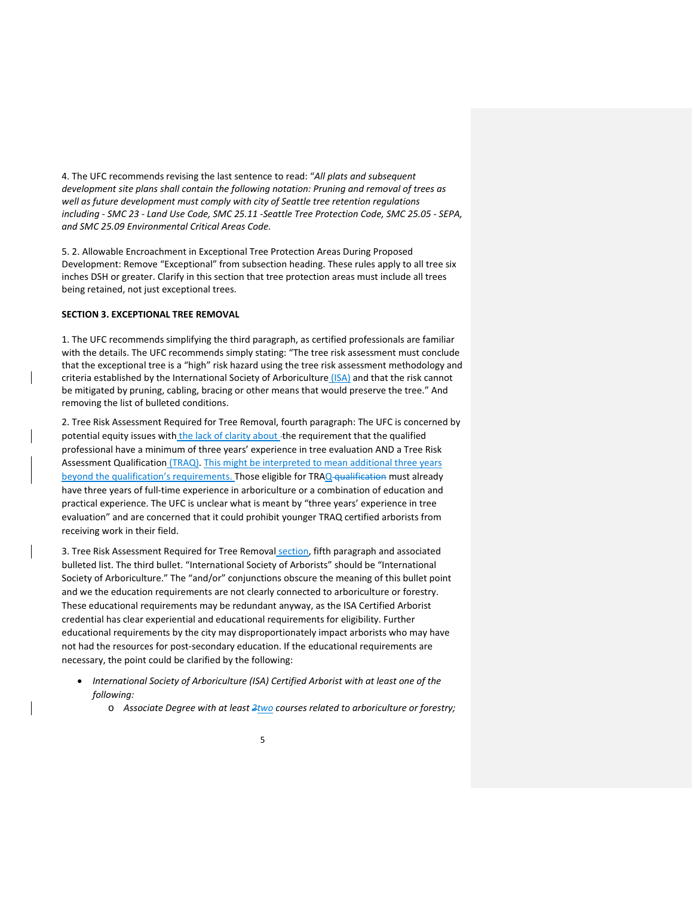4. The UFC recommends revising the last sentence to read: "*All plats and subsequent development site plans shall contain the following notation: Pruning and removal of trees as well as future development must comply with city of Seattle tree retention regulations including - SMC 23 - Land Use Code, SMC 25.11 -Seattle Tree Protection Code, SMC 25.05 - SEPA, and SMC 25.09 Environmental Critical Areas Code.*

5. 2. Allowable Encroachment in Exceptional Tree Protection Areas During Proposed Development: Remove "Exceptional" from subsection heading. These rules apply to all tree six inches DSH or greater. Clarify in this section that tree protection areas must include all trees being retained, not just exceptional trees.

**SECTION 3. EXCEPTIONAL TREE REMOVAL**

1. The UFC recommends simplifying the third paragraph, as certified professionals are familiar with the details. The UFC recommends simply stating: "The tree risk assessment must conclude that the exceptional tree is a "high" risk hazard using the tree risk assessment methodology and criteria established by the International Society of Arboriculture (ISA) and that the risk cannot be mitigated by pruning, cabling, bracing or other means that would preserve the tree." And removing the list of bulleted conditions.

2. Tree Risk Assessment Required for Tree Removal, fourth paragraph: The UFC is concerned by potential equity issues with the lack of clarity about the requirement that the qualified professional have a minimum of three years' experience in tree evaluation AND a Tree Risk Assessment Qualification (TRAQ). This might be interpreted to mean additional three years beyond the qualification's requirements. Those eligible for TRAQ ~~qualification~~ must already have three years of full-time experience in arboriculture or a combination of education and practical experience. The UFC is unclear what is meant by "three years' experience in tree evaluation" and are concerned that it could prohibit younger TRAQ certified arborists from receiving work in their field.

3. Tree Risk Assessment Required for Tree Removal section, fifth paragraph and associated bulleted list. The third bullet. "International Society of Arborists" should be "International Society of Arboriculture." The "and/or" conjunctions obscure the meaning of this bullet point and we the education requirements are not clearly connected to arboriculture or forestry. These educational requirements may be redundant anyway, as the ISA Certified Arborist credential has clear experiential and educational requirements for eligibility. Further educational requirements by the city may disproportionately impact arborists who may have not had the resources for post-secondary education. If the educational requirements are necessary, the point could be clarified by the following:

- *International Society of Arboriculture (ISA) Certified Arborist with at least one of the following:*
  - *Associate Degree with at least ~~2~~two courses related to arboriculture or forestry;*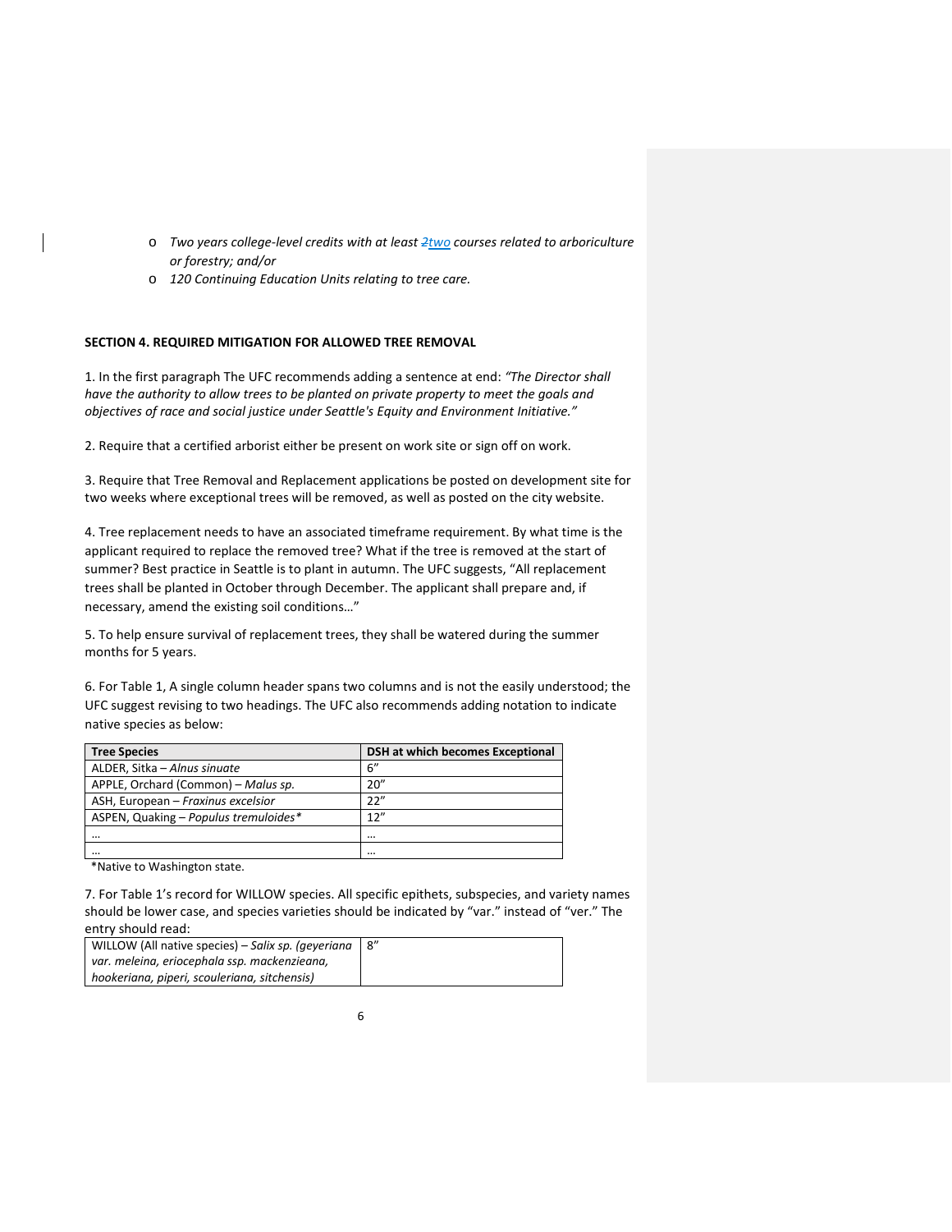- *Two years college-level credits with at least ~~2~~two courses related to arboriculture or forestry; and/or*
- *120 Continuing Education Units relating to tree care.*

**SECTION 4. REQUIRED MITIGATION FOR ALLOWED TREE REMOVAL**

1. In the first paragraph The UFC recommends adding a sentence at end: *"The Director shall have the authority to allow trees to be planted on private property to meet the goals and objectives of race and social justice under Seattle's Equity and Environment Initiative."*

2. Require that a certified arborist either be present on work site or sign off on work.

3. Require that Tree Removal and Replacement applications be posted on development site for two weeks where exceptional trees will be removed, as well as posted on the city website.

4. Tree replacement needs to have an associated timeframe requirement. By what time is the applicant required to replace the removed tree? What if the tree is removed at the start of summer? Best practice in Seattle is to plant in autumn. The UFC suggests, "All replacement trees shall be planted in October through December. The applicant shall prepare and, if necessary, amend the existing soil conditions…"

5. To help ensure survival of replacement trees, they shall be watered during the summer months for 5 years.

6. For Table 1, A single column header spans two columns and is not the easily understood; the UFC suggest revising to two headings. The UFC also recommends adding notation to indicate native species as below:

| Tree Species | DSH at which becomes Exceptional |
|---|---|
| ALDER, Sitka – *Alnus sinuate* | 6" |
| APPLE, Orchard (Common) – *Malus sp.* | 20" |
| ASH, European – *Fraxinus excelsior* | 22" |
| ASPEN, Quaking – *Populus tremuloides** | 12" |
| … | … |
| … | … |

*Native to Washington state.

7. For Table 1's record for WILLOW species. All specific epithets, subspecies, and variety names should be lower case, and species varieties should be indicated by "var." instead of "ver." The entry should read:

| | |
|---|---|
| WILLOW (All native species) – *Salix sp. (geyeriana var. meleina, eriocephala ssp. mackenzieana, hookeriana, piperi, scouleriana, sitchensis)* | 8" |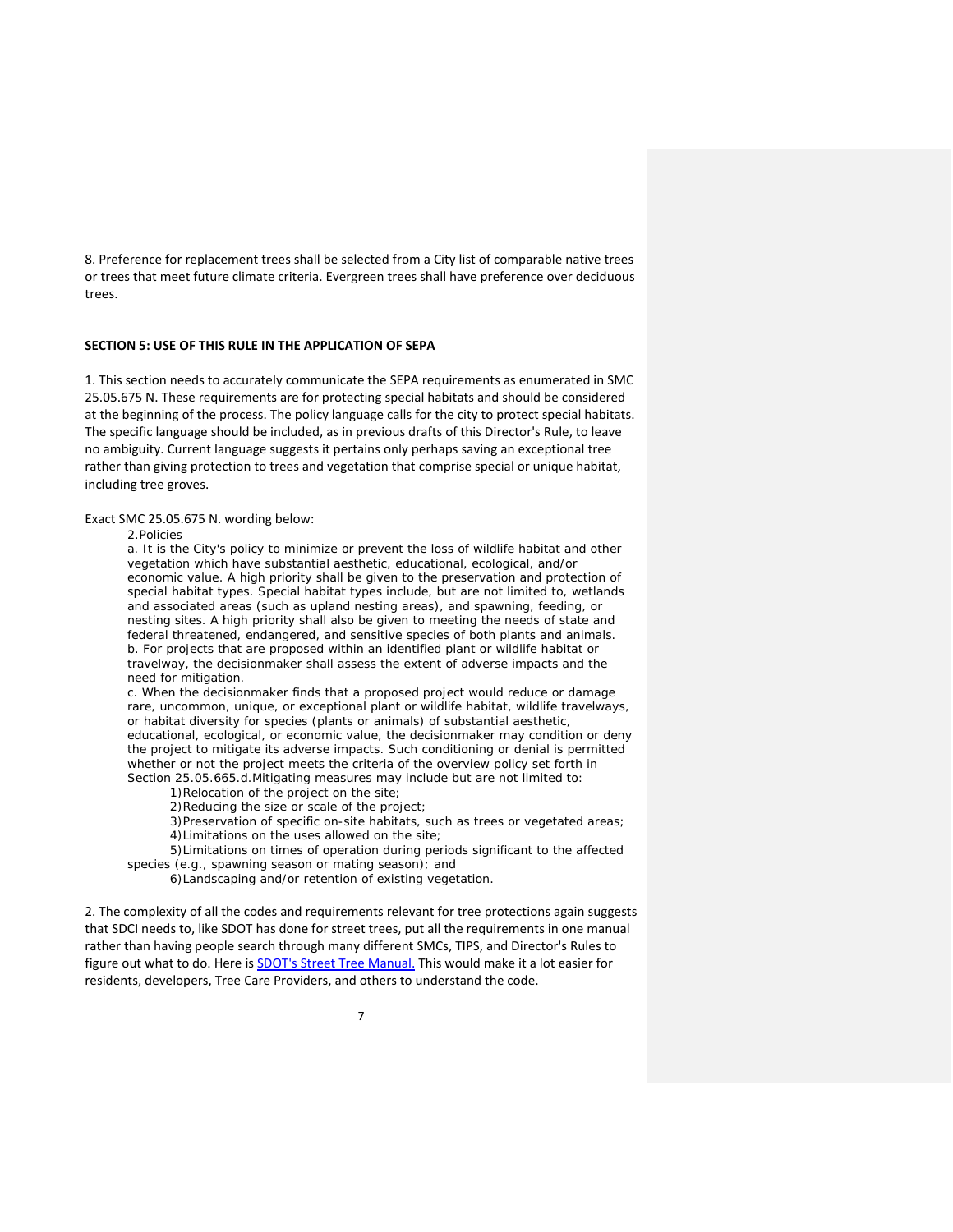8. Preference for replacement trees shall be selected from a City list of comparable native trees or trees that meet future climate criteria. Evergreen trees shall have preference over deciduous trees.

**SECTION 5: USE OF THIS RULE IN THE APPLICATION OF SEPA**

1. This section needs to accurately communicate the SEPA requirements as enumerated in SMC 25.05.675 N. These requirements are for protecting special habitats and should be considered at the beginning of the process. The policy language calls for the city to protect special habitats. The specific language should be included, as in previous drafts of this Director's Rule, to leave no ambiguity. Current language suggests it pertains only perhaps saving an exceptional tree rather than giving protection to trees and vegetation that comprise special or unique habitat, including tree groves.

Exact SMC 25.05.675 N. wording below:

> 2.Policies
>
> a. It is the City's policy to minimize or prevent the loss of wildlife habitat and other vegetation which have substantial aesthetic, educational, ecological, and/or economic value. A high priority shall be given to the preservation and protection of special habitat types. Special habitat types include, but are not limited to, wetlands and associated areas (such as upland nesting areas), and spawning, feeding, or nesting sites. A high priority shall also be given to meeting the needs of state and federal threatened, endangered, and sensitive species of both plants and animals.
>
> b. For projects that are proposed within an identified plant or wildlife habitat or travelway, the decisionmaker shall assess the extent of adverse impacts and the need for mitigation.
>
> c. When the decisionmaker finds that a proposed project would reduce or damage rare, uncommon, unique, or exceptional plant or wildlife habitat, wildlife travelways, or habitat diversity for species (plants or animals) of substantial aesthetic, educational, ecological, or economic value, the decisionmaker may condition or deny the project to mitigate its adverse impacts. Such conditioning or denial is permitted whether or not the project meets the criteria of the overview policy set forth in Section 25.05.665.d.Mitigating measures may include but are not limited to:
>
> 1)Relocation of the project on the site;
>
> 2)Reducing the size or scale of the project;
>
> 3)Preservation of specific on-site habitats, such as trees or vegetated areas;
>
> 4)Limitations on the uses allowed on the site;
>
> 5)Limitations on times of operation during periods significant to the affected species (e.g., spawning season or mating season); and
>
> 6)Landscaping and/or retention of existing vegetation.

2. The complexity of all the codes and requirements relevant for tree protections again suggests that SDCI needs to, like SDOT has done for street trees, put all the requirements in one manual rather than having people search through many different SMCs, TIPS, and Director's Rules to figure out what to do. Here is [SDOT's Street Tree Manual.]() This would make it a lot easier for residents, developers, Tree Care Providers, and others to understand the code.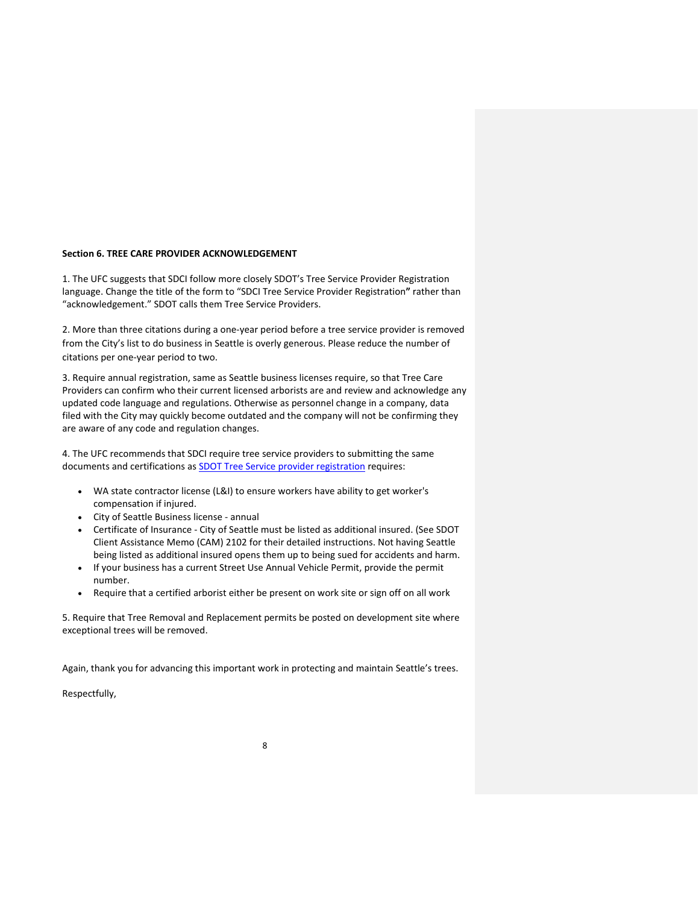**Section 6. TREE CARE PROVIDER ACKNOWLEDGEMENT**

1. The UFC suggests that SDCI follow more closely SDOT's Tree Service Provider Registration language. Change the title of the form to "SDCI Tree Service Provider Registration**"** rather than "acknowledgement." SDOT calls them Tree Service Providers.

2. More than three citations during a one-year period before a tree service provider is removed from the City's list to do business in Seattle is overly generous. Please reduce the number of citations per one-year period to two.

3. Require annual registration, same as Seattle business licenses require, so that Tree Care Providers can confirm who their current licensed arborists are and review and acknowledge any updated code language and regulations. Otherwise as personnel change in a company, data filed with the City may quickly become outdated and the company will not be confirming they are aware of any code and regulation changes.

4. The UFC recommends that SDCI require tree service providers to submitting the same documents and certifications as [SDOT Tree Service provider registration] requires:

- WA state contractor license (L&I) to ensure workers have ability to get worker's compensation if injured.
- City of Seattle Business license - annual
- Certificate of Insurance - City of Seattle must be listed as additional insured. (See SDOT Client Assistance Memo (CAM) 2102 for their detailed instructions. Not having Seattle being listed as additional insured opens them up to being sued for accidents and harm.
- If your business has a current Street Use Annual Vehicle Permit, provide the permit number.
- Require that a certified arborist either be present on work site or sign off on all work

5. Require that Tree Removal and Replacement permits be posted on development site where exceptional trees will be removed.

Again, thank you for advancing this important work in protecting and maintain Seattle's trees.

Respectfully,